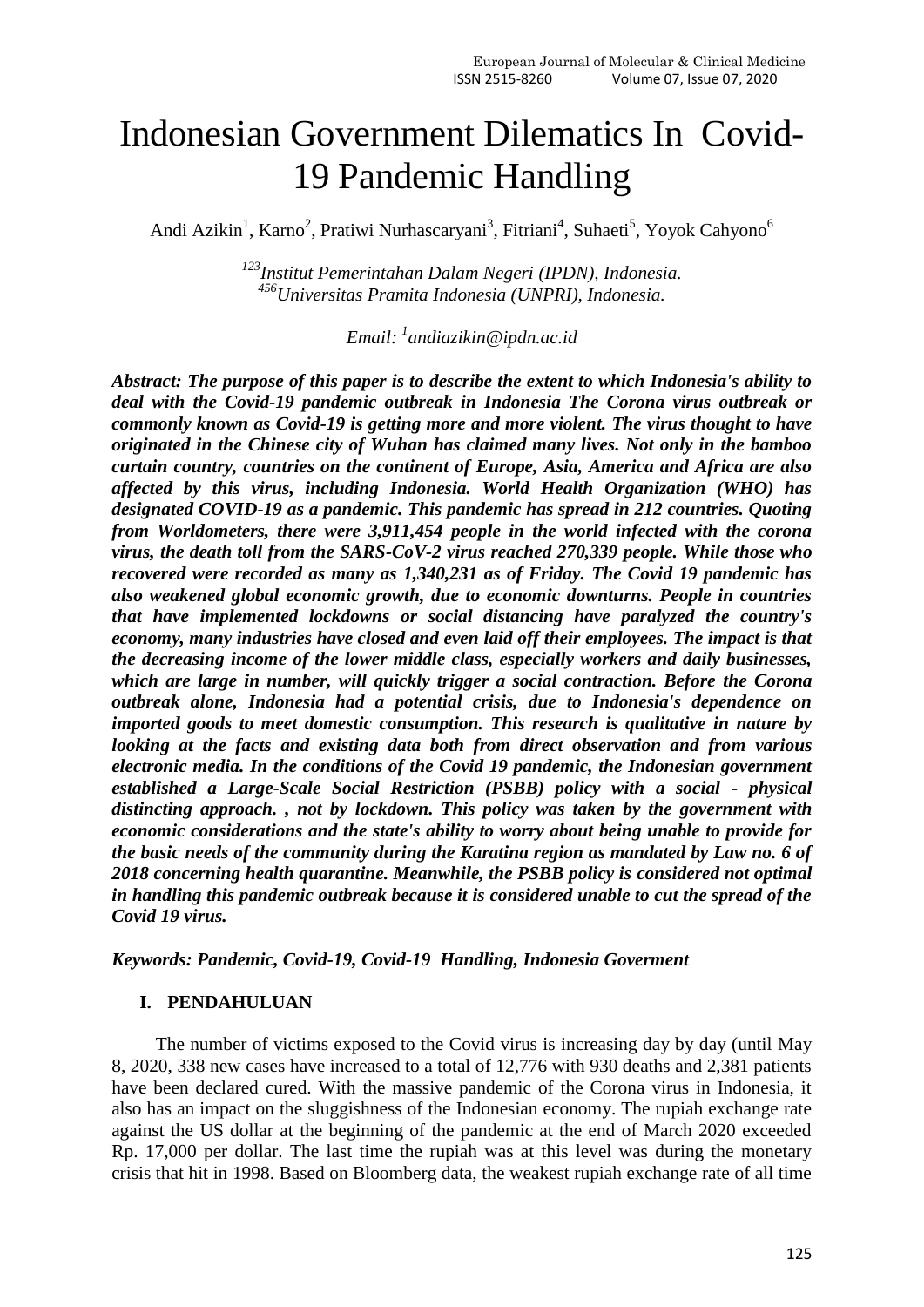# Indonesian Government Dilematics In Covid-19 Pandemic Handling

Andi Azikin[1], Karno[2], Pratiwi Nurhascaryani[3], Fitriani[4], Suhaeti[5], Yoyok Cahyono[6]

*[123]Institut Pemerintahan Dalam Negeri (IPDN), Indonesia.*
*[456]Universitas Pramita Indonesia (UNPRI), Indonesia.*

*Email: [1]andiazikin@ipdn.ac.id*

***Abstract: The purpose of this paper is to describe the extent to which Indonesia's ability to deal with the Covid-19 pandemic outbreak in Indonesia The Corona virus outbreak or commonly known as Covid-19 is getting more and more violent. The virus thought to have originated in the Chinese city of Wuhan has claimed many lives. Not only in the bamboo curtain country, countries on the continent of Europe, Asia, America and Africa are also affected by this virus, including Indonesia. World Health Organization (WHO) has designated COVID-19 as a pandemic. This pandemic has spread in 212 countries. Quoting from Worldometers, there were 3,911,454 people in the world infected with the corona virus, the death toll from the SARS-CoV-2 virus reached 270,339 people. While those who recovered were recorded as many as 1,340,231 as of Friday. The Covid 19 pandemic has also weakened global economic growth, due to economic downturns. People in countries that have implemented lockdowns or social distancing have paralyzed the country's economy, many industries have closed and even laid off their employees. The impact is that the decreasing income of the lower middle class, especially workers and daily businesses, which are large in number, will quickly trigger a social contraction. Before the Corona outbreak alone, Indonesia had a potential crisis, due to Indonesia's dependence on imported goods to meet domestic consumption. This research is qualitative in nature by looking at the facts and existing data both from direct observation and from various electronic media. In the conditions of the Covid 19 pandemic, the Indonesian government established a Large-Scale Social Restriction (PSBB) policy with a social - physical distincting approach. , not by lockdown. This policy was taken by the government with economic considerations and the state's ability to worry about being unable to provide for the basic needs of the community during the Karatina region as mandated by Law no. 6 of 2018 concerning health quarantine. Meanwhile, the PSBB policy is considered not optimal in handling this pandemic outbreak because it is considered unable to cut the spread of the Covid 19 virus.***

***Keywords: Pandemic, Covid-19, Covid-19 Handling, Indonesia Goverment***

## I. PENDAHULUAN

The number of victims exposed to the Covid virus is increasing day by day (until May 8, 2020, 338 new cases have increased to a total of 12,776 with 930 deaths and 2,381 patients have been declared cured. With the massive pandemic of the Corona virus in Indonesia, it also has an impact on the sluggishness of the Indonesian economy. The rupiah exchange rate against the US dollar at the beginning of the pandemic at the end of March 2020 exceeded Rp. 17,000 per dollar. The last time the rupiah was at this level was during the monetary crisis that hit in 1998. Based on Bloomberg data, the weakest rupiah exchange rate of all time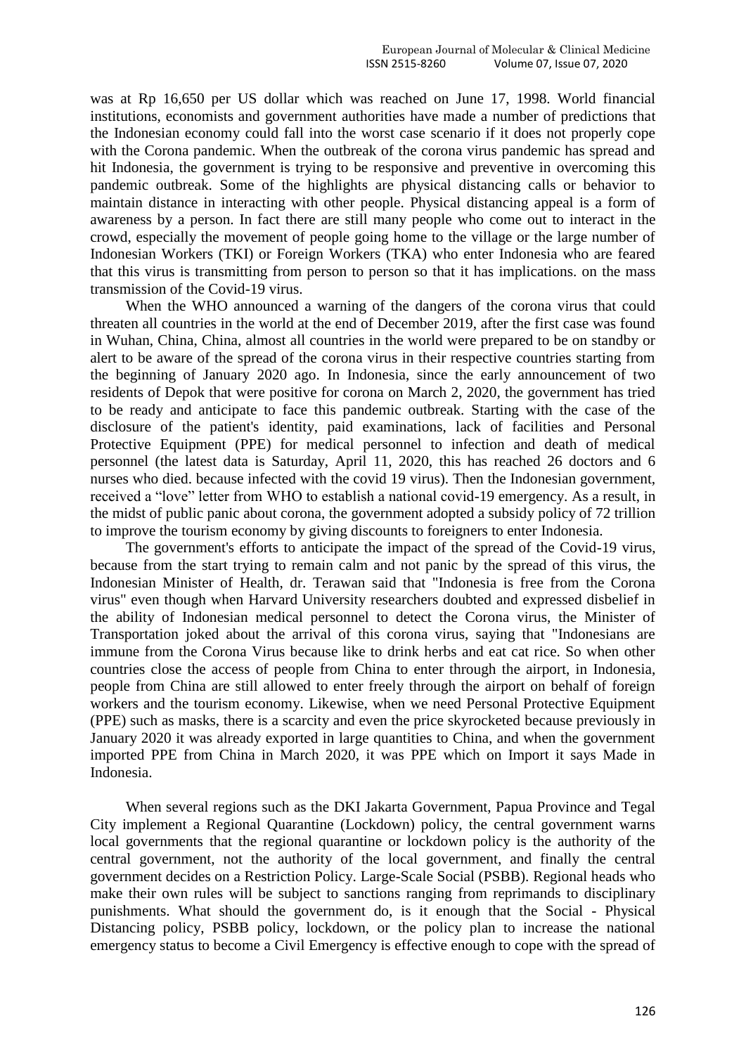was at Rp 16,650 per US dollar which was reached on June 17, 1998. World financial institutions, economists and government authorities have made a number of predictions that the Indonesian economy could fall into the worst case scenario if it does not properly cope with the Corona pandemic. When the outbreak of the corona virus pandemic has spread and hit Indonesia, the government is trying to be responsive and preventive in overcoming this pandemic outbreak. Some of the highlights are physical distancing calls or behavior to maintain distance in interacting with other people. Physical distancing appeal is a form of awareness by a person. In fact there are still many people who come out to interact in the crowd, especially the movement of people going home to the village or the large number of Indonesian Workers (TKI) or Foreign Workers (TKA) who enter Indonesia who are feared that this virus is transmitting from person to person so that it has implications. on the mass transmission of the Covid-19 virus.

When the WHO announced a warning of the dangers of the corona virus that could threaten all countries in the world at the end of December 2019, after the first case was found in Wuhan, China, China, almost all countries in the world were prepared to be on standby or alert to be aware of the spread of the corona virus in their respective countries starting from the beginning of January 2020 ago. In Indonesia, since the early announcement of two residents of Depok that were positive for corona on March 2, 2020, the government has tried to be ready and anticipate to face this pandemic outbreak. Starting with the case of the disclosure of the patient's identity, paid examinations, lack of facilities and Personal Protective Equipment (PPE) for medical personnel to infection and death of medical personnel (the latest data is Saturday, April 11, 2020, this has reached 26 doctors and 6 nurses who died. because infected with the covid 19 virus). Then the Indonesian government, received a "love" letter from WHO to establish a national covid-19 emergency. As a result, in the midst of public panic about corona, the government adopted a subsidy policy of 72 trillion to improve the tourism economy by giving discounts to foreigners to enter Indonesia.

The government's efforts to anticipate the impact of the spread of the Covid-19 virus, because from the start trying to remain calm and not panic by the spread of this virus, the Indonesian Minister of Health, dr. Terawan said that "Indonesia is free from the Corona virus" even though when Harvard University researchers doubted and expressed disbelief in the ability of Indonesian medical personnel to detect the Corona virus, the Minister of Transportation joked about the arrival of this corona virus, saying that "Indonesians are immune from the Corona Virus because like to drink herbs and eat cat rice. So when other countries close the access of people from China to enter through the airport, in Indonesia, people from China are still allowed to enter freely through the airport on behalf of foreign workers and the tourism economy. Likewise, when we need Personal Protective Equipment (PPE) such as masks, there is a scarcity and even the price skyrocketed because previously in January 2020 it was already exported in large quantities to China, and when the government imported PPE from China in March 2020, it was PPE which on Import it says Made in Indonesia.

When several regions such as the DKI Jakarta Government, Papua Province and Tegal City implement a Regional Quarantine (Lockdown) policy, the central government warns local governments that the regional quarantine or lockdown policy is the authority of the central government, not the authority of the local government, and finally the central government decides on a Restriction Policy. Large-Scale Social (PSBB). Regional heads who make their own rules will be subject to sanctions ranging from reprimands to disciplinary punishments. What should the government do, is it enough that the Social - Physical Distancing policy, PSBB policy, lockdown, or the policy plan to increase the national emergency status to become a Civil Emergency is effective enough to cope with the spread of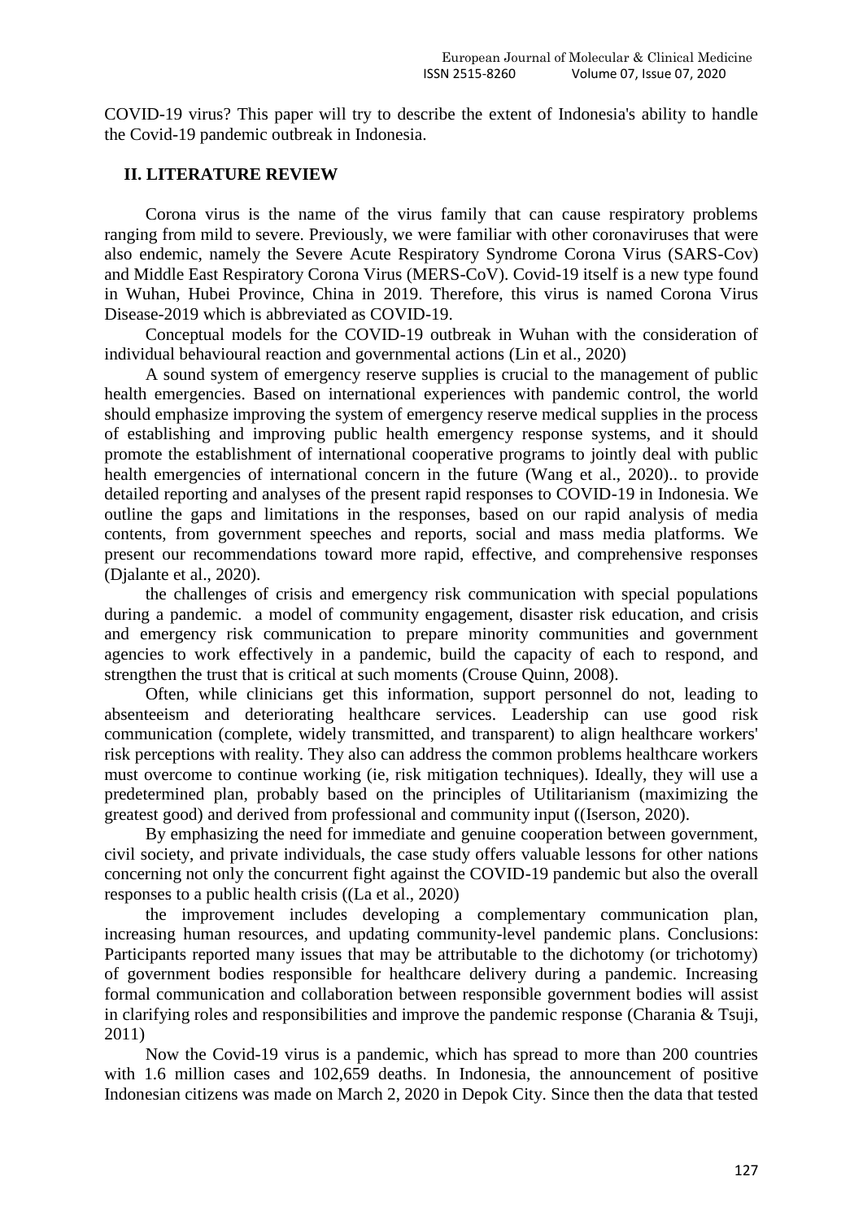COVID-19 virus? This paper will try to describe the extent of Indonesia's ability to handle the Covid-19 pandemic outbreak in Indonesia.

## II. LITERATURE REVIEW

Corona virus is the name of the virus family that can cause respiratory problems ranging from mild to severe. Previously, we were familiar with other coronaviruses that were also endemic, namely the Severe Acute Respiratory Syndrome Corona Virus (SARS-Cov) and Middle East Respiratory Corona Virus (MERS-CoV). Covid-19 itself is a new type found in Wuhan, Hubei Province, China in 2019. Therefore, this virus is named Corona Virus Disease-2019 which is abbreviated as COVID-19.

Conceptual models for the COVID-19 outbreak in Wuhan with the consideration of individual behavioural reaction and governmental actions (Lin et al., 2020)

A sound system of emergency reserve supplies is crucial to the management of public health emergencies. Based on international experiences with pandemic control, the world should emphasize improving the system of emergency reserve medical supplies in the process of establishing and improving public health emergency response systems, and it should promote the establishment of international cooperative programs to jointly deal with public health emergencies of international concern in the future (Wang et al., 2020).. to provide detailed reporting and analyses of the present rapid responses to COVID-19 in Indonesia. We outline the gaps and limitations in the responses, based on our rapid analysis of media contents, from government speeches and reports, social and mass media platforms. We present our recommendations toward more rapid, effective, and comprehensive responses (Djalante et al., 2020).

the challenges of crisis and emergency risk communication with special populations during a pandemic. a model of community engagement, disaster risk education, and crisis and emergency risk communication to prepare minority communities and government agencies to work effectively in a pandemic, build the capacity of each to respond, and strengthen the trust that is critical at such moments (Crouse Quinn, 2008).

Often, while clinicians get this information, support personnel do not, leading to absenteeism and deteriorating healthcare services. Leadership can use good risk communication (complete, widely transmitted, and transparent) to align healthcare workers' risk perceptions with reality. They also can address the common problems healthcare workers must overcome to continue working (ie, risk mitigation techniques). Ideally, they will use a predetermined plan, probably based on the principles of Utilitarianism (maximizing the greatest good) and derived from professional and community input ((Iserson, 2020).

By emphasizing the need for immediate and genuine cooperation between government, civil society, and private individuals, the case study offers valuable lessons for other nations concerning not only the concurrent fight against the COVID-19 pandemic but also the overall responses to a public health crisis ((La et al., 2020)

the improvement includes developing a complementary communication plan, increasing human resources, and updating community-level pandemic plans. Conclusions: Participants reported many issues that may be attributable to the dichotomy (or trichotomy) of government bodies responsible for healthcare delivery during a pandemic. Increasing formal communication and collaboration between responsible government bodies will assist in clarifying roles and responsibilities and improve the pandemic response (Charania & Tsuji, 2011)

Now the Covid-19 virus is a pandemic, which has spread to more than 200 countries with 1.6 million cases and 102,659 deaths. In Indonesia, the announcement of positive Indonesian citizens was made on March 2, 2020 in Depok City. Since then the data that tested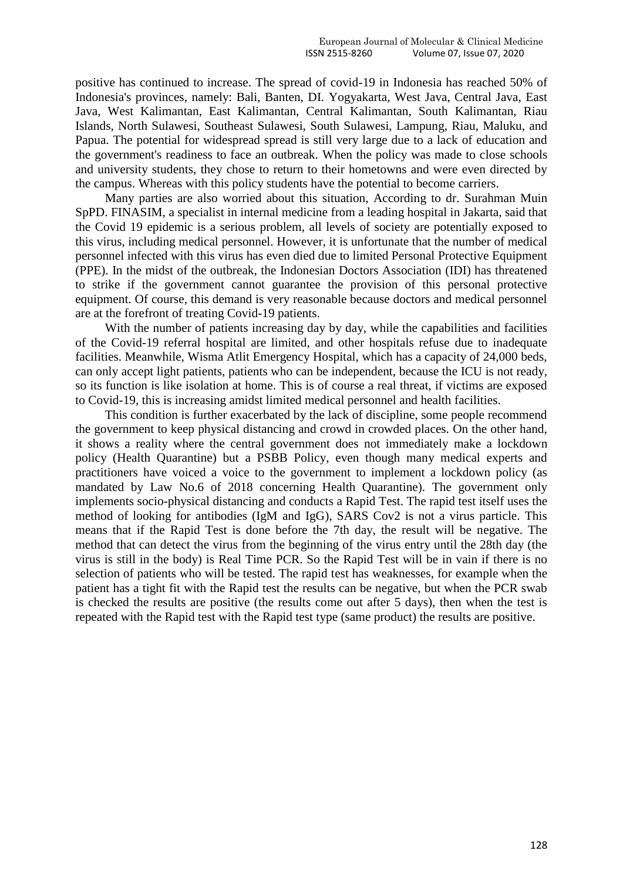positive has continued to increase. The spread of covid-19 in Indonesia has reached 50% of Indonesia's provinces, namely: Bali, Banten, DI. Yogyakarta, West Java, Central Java, East Java, West Kalimantan, East Kalimantan, Central Kalimantan, South Kalimantan, Riau Islands, North Sulawesi, Southeast Sulawesi, South Sulawesi, Lampung, Riau, Maluku, and Papua. The potential for widespread spread is still very large due to a lack of education and the government's readiness to face an outbreak. When the policy was made to close schools and university students, they chose to return to their hometowns and were even directed by the campus. Whereas with this policy students have the potential to become carriers.

Many parties are also worried about this situation, According to dr. Surahman Muin SpPD. FINASIM, a specialist in internal medicine from a leading hospital in Jakarta, said that the Covid 19 epidemic is a serious problem, all levels of society are potentially exposed to this virus, including medical personnel. However, it is unfortunate that the number of medical personnel infected with this virus has even died due to limited Personal Protective Equipment (PPE). In the midst of the outbreak, the Indonesian Doctors Association (IDI) has threatened to strike if the government cannot guarantee the provision of this personal protective equipment. Of course, this demand is very reasonable because doctors and medical personnel are at the forefront of treating Covid-19 patients.

With the number of patients increasing day by day, while the capabilities and facilities of the Covid-19 referral hospital are limited, and other hospitals refuse due to inadequate facilities. Meanwhile, Wisma Atlit Emergency Hospital, which has a capacity of 24,000 beds, can only accept light patients, patients who can be independent, because the ICU is not ready, so its function is like isolation at home. This is of course a real threat, if victims are exposed to Covid-19, this is increasing amidst limited medical personnel and health facilities.

This condition is further exacerbated by the lack of discipline, some people recommend the government to keep physical distancing and crowd in crowded places. On the other hand, it shows a reality where the central government does not immediately make a lockdown policy (Health Quarantine) but a PSBB Policy, even though many medical experts and practitioners have voiced a voice to the government to implement a lockdown policy (as mandated by Law No.6 of 2018 concerning Health Quarantine). The government only implements socio-physical distancing and conducts a Rapid Test. The rapid test itself uses the method of looking for antibodies (IgM and IgG), SARS Cov2 is not a virus particle. This means that if the Rapid Test is done before the 7th day, the result will be negative. The method that can detect the virus from the beginning of the virus entry until the 28th day (the virus is still in the body) is Real Time PCR. So the Rapid Test will be in vain if there is no selection of patients who will be tested. The rapid test has weaknesses, for example when the patient has a tight fit with the Rapid test the results can be negative, but when the PCR swab is checked the results are positive (the results come out after 5 days), then when the test is repeated with the Rapid test with the Rapid test type (same product) the results are positive.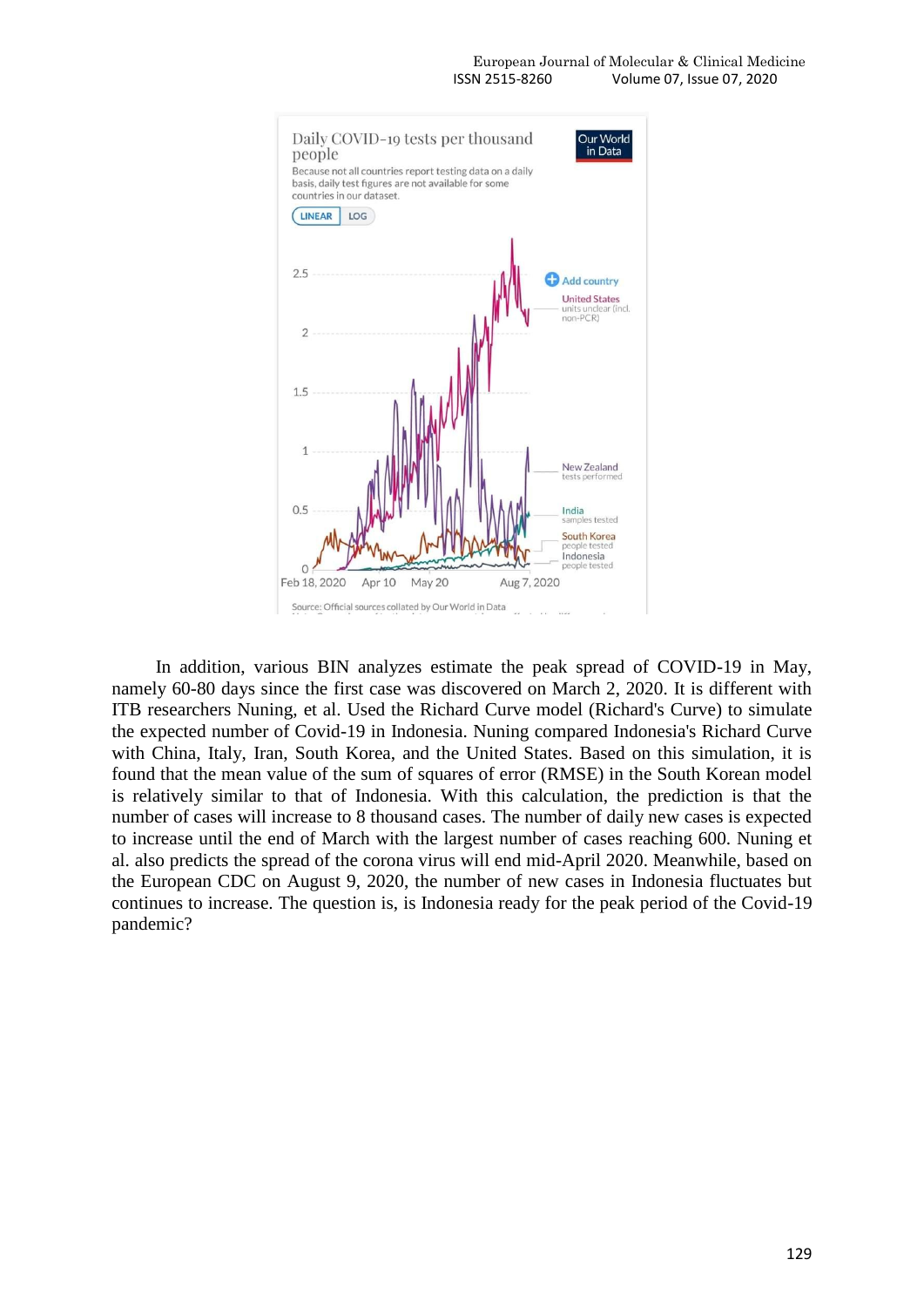In addition, various BIN analyzes estimate the peak spread of COVID-19 in May, namely 60-80 days since the first case was discovered on March 2, 2020. It is different with ITB researchers Nuning, et al. Used the Richard Curve model (Richard's Curve) to simulate the expected number of Covid-19 in Indonesia. Nuning compared Indonesia's Richard Curve with China, Italy, Iran, South Korea, and the United States. Based on this simulation, it is found that the mean value of the sum of squares of error (RMSE) in the South Korean model is relatively similar to that of Indonesia. With this calculation, the prediction is that the number of cases will increase to 8 thousand cases. The number of daily new cases is expected to increase until the end of March with the largest number of cases reaching 600. Nuning et al. also predicts the spread of the corona virus will end mid-April 2020. Meanwhile, based on the European CDC on August 9, 2020, the number of new cases in Indonesia fluctuates but continues to increase. The question is, is Indonesia ready for the peak period of the Covid-19 pandemic?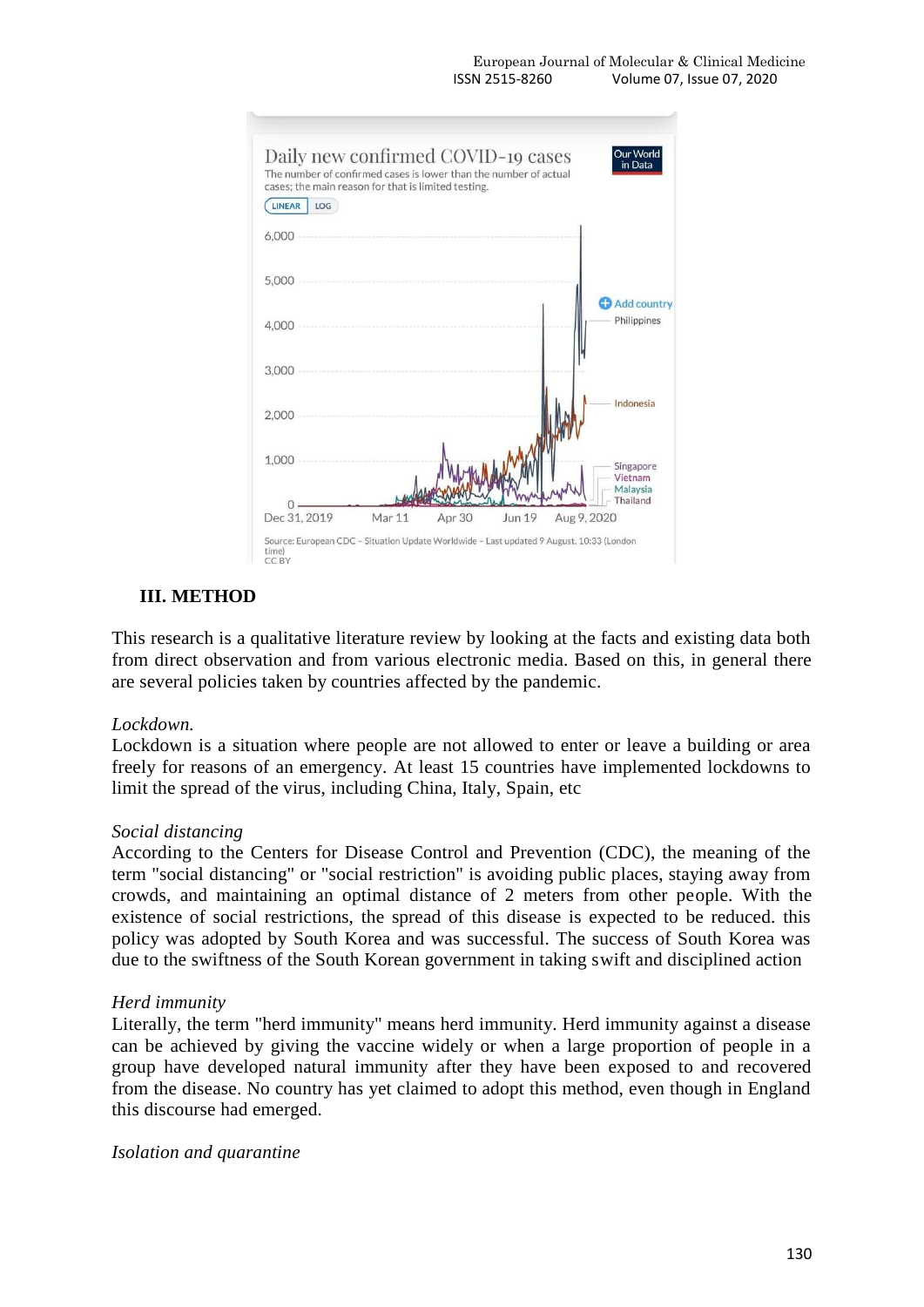### III. METHOD

This research is a qualitative literature review by looking at the facts and existing data both from direct observation and from various electronic media. Based on this, in general there are several policies taken by countries affected by the pandemic.

*Lockdown.*
Lockdown is a situation where people are not allowed to enter or leave a building or area freely for reasons of an emergency. At least 15 countries have implemented lockdowns to limit the spread of the virus, including China, Italy, Spain, etc

*Social distancing*
According to the Centers for Disease Control and Prevention (CDC), the meaning of the term "social distancing" or "social restriction" is avoiding public places, staying away from crowds, and maintaining an optimal distance of 2 meters from other people. With the existence of social restrictions, the spread of this disease is expected to be reduced. this policy was adopted by South Korea and was successful. The success of South Korea was due to the swiftness of the South Korean government in taking swift and disciplined action

*Herd immunity*
Literally, the term "herd immunity" means herd immunity. Herd immunity against a disease can be achieved by giving the vaccine widely or when a large proportion of people in a group have developed natural immunity after they have been exposed to and recovered from the disease. No country has yet claimed to adopt this method, even though in England this discourse had emerged.

*Isolation and quarantine*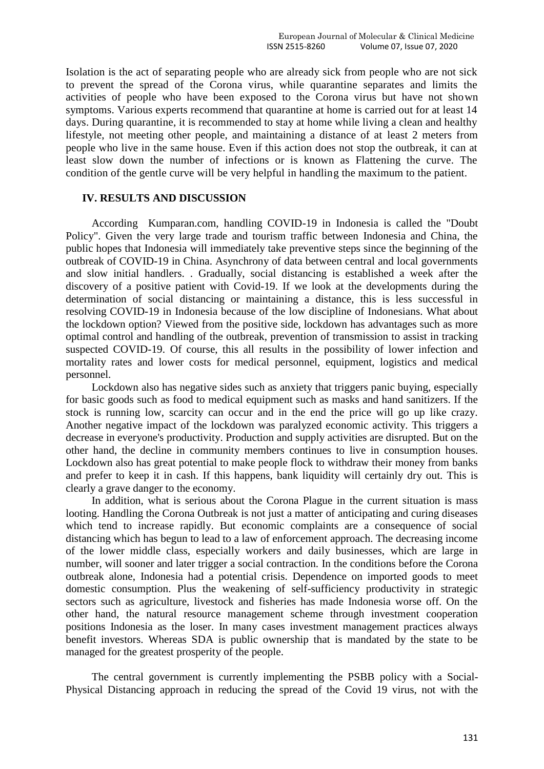Isolation is the act of separating people who are already sick from people who are not sick to prevent the spread of the Corona virus, while quarantine separates and limits the activities of people who have been exposed to the Corona virus but have not shown symptoms. Various experts recommend that quarantine at home is carried out for at least 14 days. During quarantine, it is recommended to stay at home while living a clean and healthy lifestyle, not meeting other people, and maintaining a distance of at least 2 meters from people who live in the same house. Even if this action does not stop the outbreak, it can at least slow down the number of infections or is known as Flattening the curve. The condition of the gentle curve will be very helpful in handling the maximum to the patient.

## IV. RESULTS AND DISCUSSION

According Kumparan.com, handling COVID-19 in Indonesia is called the "Doubt Policy". Given the very large trade and tourism traffic between Indonesia and China, the public hopes that Indonesia will immediately take preventive steps since the beginning of the outbreak of COVID-19 in China. Asynchrony of data between central and local governments and slow initial handlers. . Gradually, social distancing is established a week after the discovery of a positive patient with Covid-19. If we look at the developments during the determination of social distancing or maintaining a distance, this is less successful in resolving COVID-19 in Indonesia because of the low discipline of Indonesians. What about the lockdown option? Viewed from the positive side, lockdown has advantages such as more optimal control and handling of the outbreak, prevention of transmission to assist in tracking suspected COVID-19. Of course, this all results in the possibility of lower infection and mortality rates and lower costs for medical personnel, equipment, logistics and medical personnel.

Lockdown also has negative sides such as anxiety that triggers panic buying, especially for basic goods such as food to medical equipment such as masks and hand sanitizers. If the stock is running low, scarcity can occur and in the end the price will go up like crazy. Another negative impact of the lockdown was paralyzed economic activity. This triggers a decrease in everyone's productivity. Production and supply activities are disrupted. But on the other hand, the decline in community members continues to live in consumption houses. Lockdown also has great potential to make people flock to withdraw their money from banks and prefer to keep it in cash. If this happens, bank liquidity will certainly dry out. This is clearly a grave danger to the economy.

In addition, what is serious about the Corona Plague in the current situation is mass looting. Handling the Corona Outbreak is not just a matter of anticipating and curing diseases which tend to increase rapidly. But economic complaints are a consequence of social distancing which has begun to lead to a law of enforcement approach. The decreasing income of the lower middle class, especially workers and daily businesses, which are large in number, will sooner and later trigger a social contraction. In the conditions before the Corona outbreak alone, Indonesia had a potential crisis. Dependence on imported goods to meet domestic consumption. Plus the weakening of self-sufficiency productivity in strategic sectors such as agriculture, livestock and fisheries has made Indonesia worse off. On the other hand, the natural resource management scheme through investment cooperation positions Indonesia as the loser. In many cases investment management practices always benefit investors. Whereas SDA is public ownership that is mandated by the state to be managed for the greatest prosperity of the people.

The central government is currently implementing the PSBB policy with a Social-Physical Distancing approach in reducing the spread of the Covid 19 virus, not with the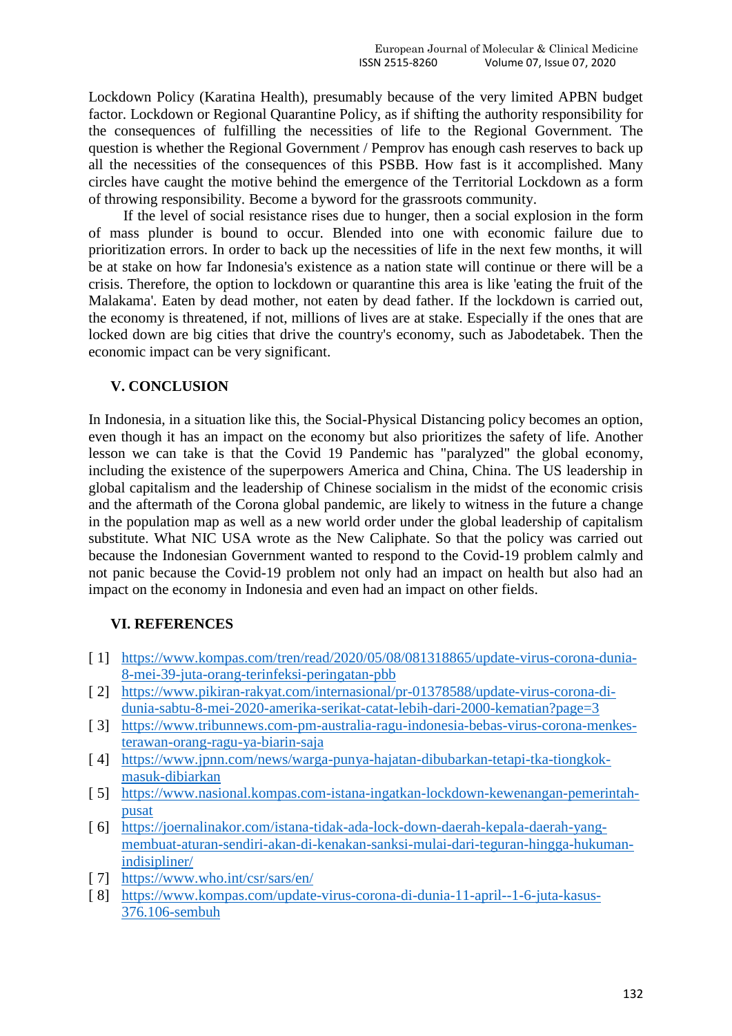Lockdown Policy (Karatina Health), presumably because of the very limited APBN budget factor. Lockdown or Regional Quarantine Policy, as if shifting the authority responsibility for the consequences of fulfilling the necessities of life to the Regional Government. The question is whether the Regional Government / Pemprov has enough cash reserves to back up all the necessities of the consequences of this PSBB. How fast is it accomplished. Many circles have caught the motive behind the emergence of the Territorial Lockdown as a form of throwing responsibility. Become a byword for the grassroots community.

If the level of social resistance rises due to hunger, then a social explosion in the form of mass plunder is bound to occur. Blended into one with economic failure due to prioritization errors. In order to back up the necessities of life in the next few months, it will be at stake on how far Indonesia's existence as a nation state will continue or there will be a crisis. Therefore, the option to lockdown or quarantine this area is like 'eating the fruit of the Malakama'. Eaten by dead mother, not eaten by dead father. If the lockdown is carried out, the economy is threatened, if not, millions of lives are at stake. Especially if the ones that are locked down are big cities that drive the country's economy, such as Jabodetabek. Then the economic impact can be very significant.

## V. CONCLUSION

In Indonesia, in a situation like this, the Social-Physical Distancing policy becomes an option, even though it has an impact on the economy but also prioritizes the safety of life. Another lesson we can take is that the Covid 19 Pandemic has "paralyzed" the global economy, including the existence of the superpowers America and China, China. The US leadership in global capitalism and the leadership of Chinese socialism in the midst of the economic crisis and the aftermath of the Corona global pandemic, are likely to witness in the future a change in the population map as well as a new world order under the global leadership of capitalism substitute. What NIC USA wrote as the New Caliphate. So that the policy was carried out because the Indonesian Government wanted to respond to the Covid-19 problem calmly and not panic because the Covid-19 problem not only had an impact on health but also had an impact on the economy in Indonesia and even had an impact on other fields.

## VI. REFERENCES

[ 1] https://www.kompas.com/tren/read/2020/05/08/081318865/update-virus-corona-dunia-8-mei-39-juta-orang-terinfeksi-peringatan-pbb

[ 2] https://www.pikiran-rakyat.com/internasional/pr-01378588/update-virus-corona-di-dunia-sabtu-8-mei-2020-amerika-serikat-catat-lebih-dari-2000-kematian?page=3

[ 3] https://www.tribunnews.com-pm-australia-ragu-indonesia-bebas-virus-corona-menkes-terawan-orang-ragu-ya-biarin-saja

[ 4] https://www.jpnn.com/news/warga-punya-hajatan-dibubarkan-tetapi-tka-tiongkok-masuk-dibiarkan

[ 5] https://www.nasional.kompas.com-istana-ingatkan-lockdown-kewenangan-pemerintah-pusat

[ 6] https://joernalinakor.com/istana-tidak-ada-lock-down-daerah-kepala-daerah-yang-membuat-aturan-sendiri-akan-di-kenakan-sanksi-mulai-dari-teguran-hingga-hukuman-indisipliner/

[ 7] https://www.who.int/csr/sars/en/

[ 8] https://www.kompas.com/update-virus-corona-di-dunia-11-april--1-6-juta-kasus-376.106-sembuh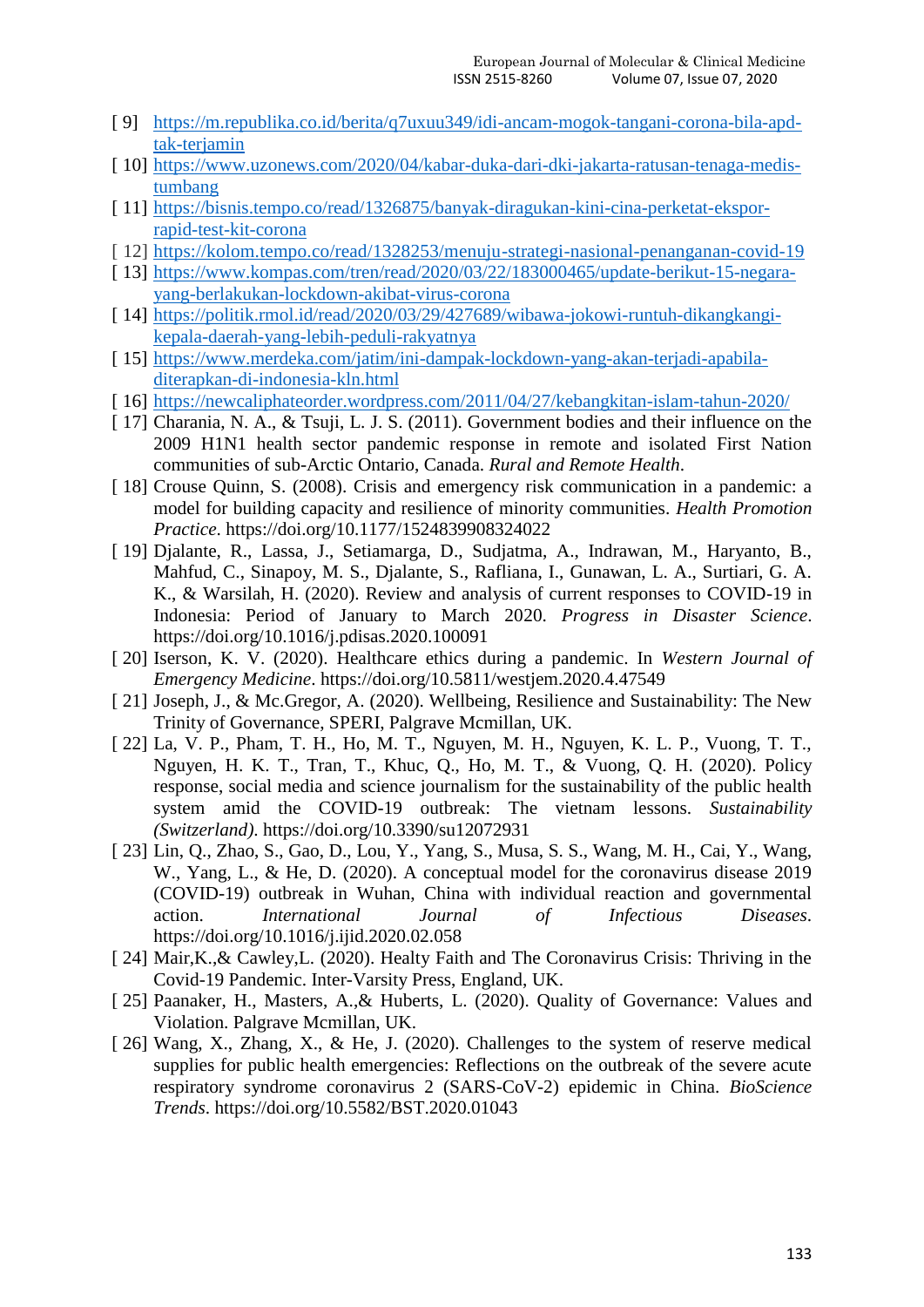[ 9] https://m.republika.co.id/berita/q7uxuu349/idi-ancam-mogok-tangani-corona-bila-apd-tak-terjamin

[ 10] https://www.uzonews.com/2020/04/kabar-duka-dari-dki-jakarta-ratusan-tenaga-medis-tumbang

[ 11] https://bisnis.tempo.co/read/1326875/banyak-diragukan-kini-cina-perketat-ekspor-rapid-test-kit-corona

[ 12] https://kolom.tempo.co/read/1328253/menuju-strategi-nasional-penanganan-covid-19

[ 13] https://www.kompas.com/tren/read/2020/03/22/183000465/update-berikut-15-negara-yang-berlakukan-lockdown-akibat-virus-corona

[ 14] https://politik.rmol.id/read/2020/03/29/427689/wibawa-jokowi-runtuh-dikangkangi-kepala-daerah-yang-lebih-peduli-rakyatnya

[ 15] https://www.merdeka.com/jatim/ini-dampak-lockdown-yang-akan-terjadi-apabila-diterapkan-di-indonesia-kln.html

[ 16] https://newcaliphateorder.wordpress.com/2011/04/27/kebangkitan-islam-tahun-2020/

[ 17] Charania, N. A., & Tsuji, L. J. S. (2011). Government bodies and their influence on the 2009 H1N1 health sector pandemic response in remote and isolated First Nation communities of sub-Arctic Ontario, Canada. *Rural and Remote Health*.

[ 18] Crouse Quinn, S. (2008). Crisis and emergency risk communication in a pandemic: a model for building capacity and resilience of minority communities. *Health Promotion Practice*. https://doi.org/10.1177/1524839908324022

[ 19] Djalante, R., Lassa, J., Setiamarga, D., Sudjatma, A., Indrawan, M., Haryanto, B., Mahfud, C., Sinapoy, M. S., Djalante, S., Rafliana, I., Gunawan, L. A., Surtiari, G. A. K., & Warsilah, H. (2020). Review and analysis of current responses to COVID-19 in Indonesia: Period of January to March 2020. *Progress in Disaster Science*. https://doi.org/10.1016/j.pdisas.2020.100091

[ 20] Iserson, K. V. (2020). Healthcare ethics during a pandemic. In *Western Journal of Emergency Medicine*. https://doi.org/10.5811/westjem.2020.4.47549

[ 21] Joseph, J., & Mc.Gregor, A. (2020). Wellbeing, Resilience and Sustainability: The New Trinity of Governance, SPERI, Palgrave Mcmillan, UK.

[ 22] La, V. P., Pham, T. H., Ho, M. T., Nguyen, M. H., Nguyen, K. L. P., Vuong, T. T., Nguyen, H. K. T., Tran, T., Khuc, Q., Ho, M. T., & Vuong, Q. H. (2020). Policy response, social media and science journalism for the sustainability of the public health system amid the COVID-19 outbreak: The vietnam lessons. *Sustainability (Switzerland)*. https://doi.org/10.3390/su12072931

[ 23] Lin, Q., Zhao, S., Gao, D., Lou, Y., Yang, S., Musa, S. S., Wang, M. H., Cai, Y., Wang, W., Yang, L., & He, D. (2020). A conceptual model for the coronavirus disease 2019 (COVID-19) outbreak in Wuhan, China with individual reaction and governmental action. *International Journal of Infectious Diseases*. https://doi.org/10.1016/j.ijid.2020.02.058

[ 24] Mair,K.,& Cawley,L. (2020). Healty Faith and The Coronavirus Crisis: Thriving in the Covid-19 Pandemic. Inter-Varsity Press, England, UK.

[ 25] Paanaker, H., Masters, A.,& Huberts, L. (2020). Quality of Governance: Values and Violation. Palgrave Mcmillan, UK.

[ 26] Wang, X., Zhang, X., & He, J. (2020). Challenges to the system of reserve medical supplies for public health emergencies: Reflections on the outbreak of the severe acute respiratory syndrome coronavirus 2 (SARS-CoV-2) epidemic in China. *BioScience Trends*. https://doi.org/10.5582/BST.2020.01043